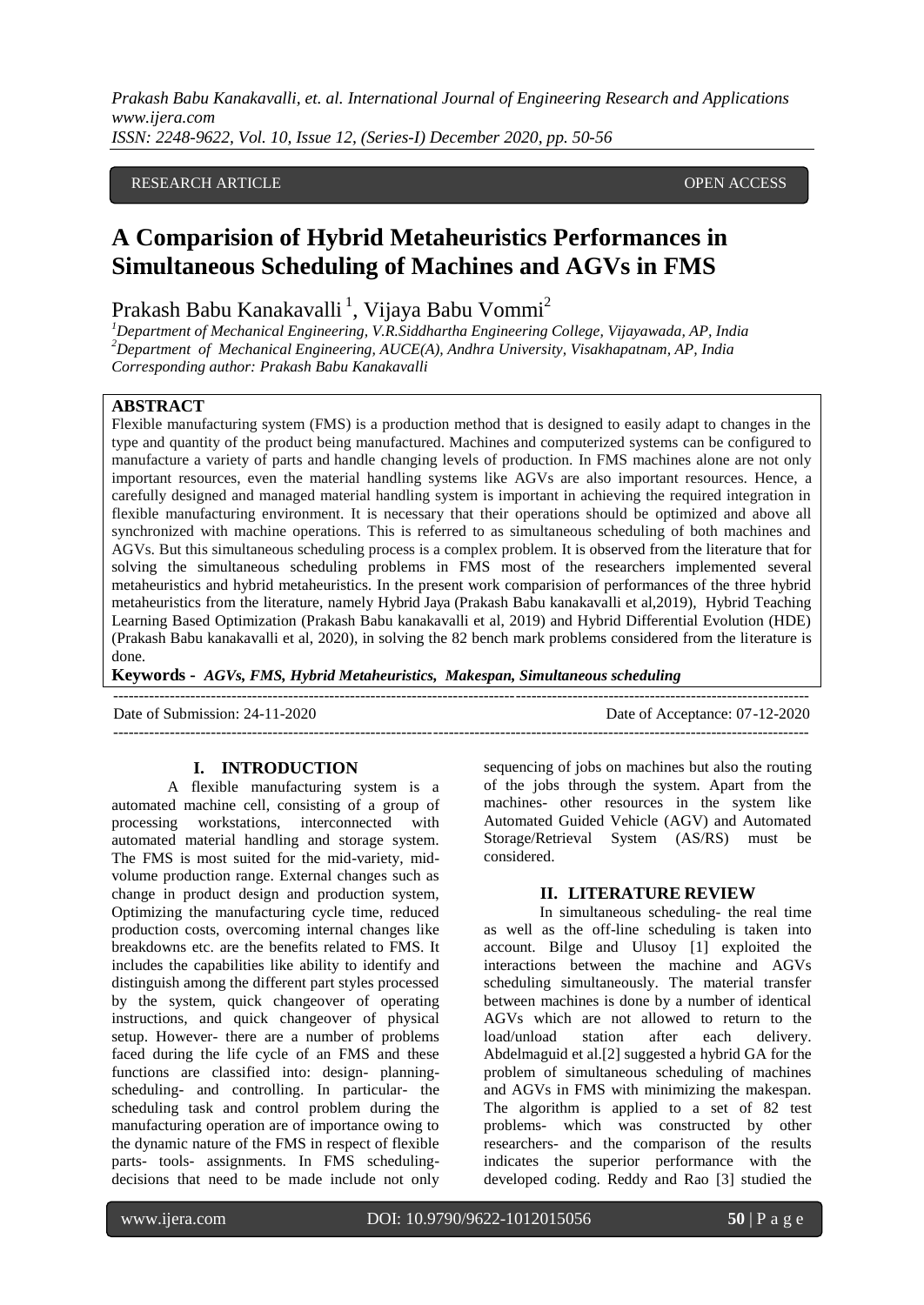RESEARCH ARTICLE OPEN ACCESS

# A Comparision of Hybrid Metaheuristics Performances in Simultaneous Scheduling of Machines and AGVs in FMS

Prakash Babu Kanakavalli [1], Vijaya Babu Vommi[2]

[1]*Department of Mechanical Engineering, V.R.Siddhartha Engineering College, Vijayawada, AP, India*
[2]*Department of Mechanical Engineering, AUCE(A), Andhra University, Visakhapatnam, AP, India*
*Corresponding author: Prakash Babu Kanakavalli*

## ABSTRACT

Flexible manufacturing system (FMS) is a production method that is designed to easily adapt to changes in the type and quantity of the product being manufactured. Machines and computerized systems can be configured to manufacture a variety of parts and handle changing levels of production. In FMS machines alone are not only important resources, even the material handling systems like AGVs are also important resources. Hence, a carefully designed and managed material handling system is important in achieving the required integration in flexible manufacturing environment. It is necessary that their operations should be optimized and above all synchronized with machine operations. This is referred to as simultaneous scheduling of both machines and AGVs. But this simultaneous scheduling process is a complex problem. It is observed from the literature that for solving the simultaneous scheduling problems in FMS most of the researchers implemented several metaheuristics and hybrid metaheuristics. In the present work comparision of performances of the three hybrid metaheuristics from the literature, namely Hybrid Jaya (Prakash Babu kanakavalli et al,2019), Hybrid Teaching Learning Based Optimization (Prakash Babu kanakavalli et al, 2019) and Hybrid Differential Evolution (HDE) (Prakash Babu kanakavalli et al, 2020), in solving the 82 bench mark problems considered from the literature is done.

**Keywords -** ***AGVs, FMS, Hybrid Metaheuristics, Makespan, Simultaneous scheduling***

---

Date of Submission: 24-11-2020 Date of Acceptance: 07-12-2020

---

## I. INTRODUCTION

A flexible manufacturing system is a automated machine cell, consisting of a group of processing workstations, interconnected with automated material handling and storage system. The FMS is most suited for the mid-variety, mid-volume production range. External changes such as change in product design and production system, Optimizing the manufacturing cycle time, reduced production costs, overcoming internal changes like breakdowns etc. are the benefits related to FMS. It includes the capabilities like ability to identify and distinguish among the different part styles processed by the system, quick changeover of operating instructions, and quick changeover of physical setup. However- there are a number of problems faced during the life cycle of an FMS and these functions are classified into: design- planning- scheduling- and controlling. In particular- the scheduling task and control problem during the manufacturing operation are of importance owing to the dynamic nature of the FMS in respect of flexible parts- tools- assignments. In FMS scheduling- decisions that need to be made include not only sequencing of jobs on machines but also the routing of the jobs through the system. Apart from the machines- other resources in the system like Automated Guided Vehicle (AGV) and Automated Storage/Retrieval System (AS/RS) must be considered.

## II. LITERATURE REVIEW

In simultaneous scheduling- the real time as well as the off-line scheduling is taken into account. Bilge and Ulusoy [1] exploited the interactions between the machine and AGVs scheduling simultaneously. The material transfer between machines is done by a number of identical AGVs which are not allowed to return to the load/unload station after each delivery. Abdelmaguid et al.[2] suggested a hybrid GA for the problem of simultaneous scheduling of machines and AGVs in FMS with minimizing the makespan. The algorithm is applied to a set of 82 test problems- which was constructed by other researchers- and the comparison of the results indicates the superior performance with the developed coding. Reddy and Rao [3] studied the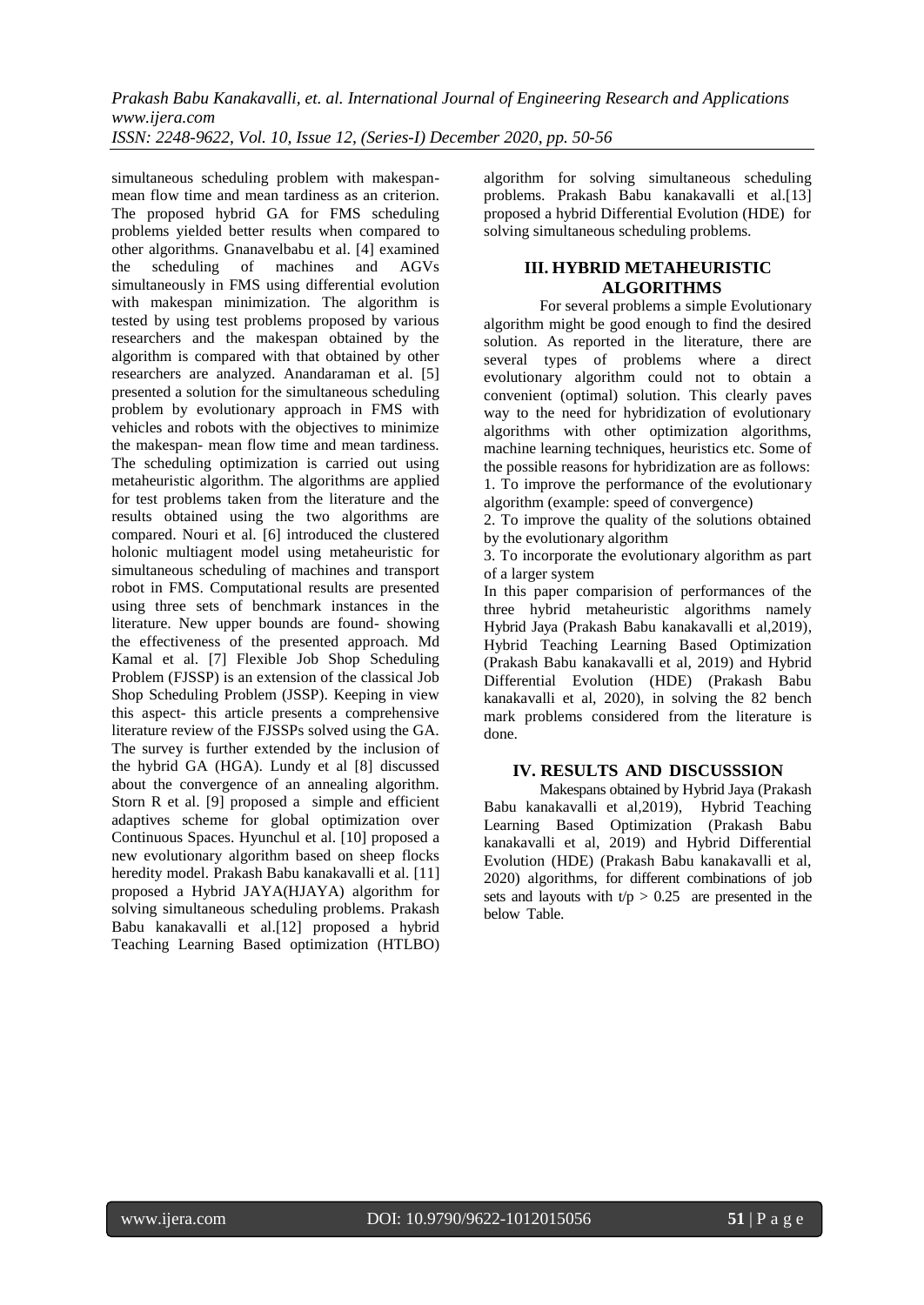simultaneous scheduling problem with makespan-mean flow time and mean tardiness as an criterion. The proposed hybrid GA for FMS scheduling problems yielded better results when compared to other algorithms. Gnanavelbabu et al. [4] examined the scheduling of machines and AGVs simultaneously in FMS using differential evolution with makespan minimization. The algorithm is tested by using test problems proposed by various researchers and the makespan obtained by the algorithm is compared with that obtained by other researchers are analyzed. Anandaraman et al. [5] presented a solution for the simultaneous scheduling problem by evolutionary approach in FMS with vehicles and robots with the objectives to minimize the makespan- mean flow time and mean tardiness. The scheduling optimization is carried out using metaheuristic algorithm. The algorithms are applied for test problems taken from the literature and the results obtained using the two algorithms are compared. Nouri et al. [6] introduced the clustered holonic multiagent model using metaheuristic for simultaneous scheduling of machines and transport robot in FMS. Computational results are presented using three sets of benchmark instances in the literature. New upper bounds are found- showing the effectiveness of the presented approach. Md Kamal et al. [7] Flexible Job Shop Scheduling Problem (FJSSP) is an extension of the classical Job Shop Scheduling Problem (JSSP). Keeping in view this aspect- this article presents a comprehensive literature review of the FJSSPs solved using the GA. The survey is further extended by the inclusion of the hybrid GA (HGA). Lundy et al [8] discussed about the convergence of an annealing algorithm. Storn R et al. [9] proposed a simple and efficient adaptives scheme for global optimization over Continuous Spaces. Hyunchul et al. [10] proposed a new evolutionary algorithm based on sheep flocks heredity model. Prakash Babu kanakavalli et al. [11] proposed a Hybrid JAYA(HJAYA) algorithm for solving simultaneous scheduling problems. Prakash Babu kanakavalli et al.[12] proposed a hybrid Teaching Learning Based optimization (HTLBO) algorithm for solving simultaneous scheduling problems. Prakash Babu kanakavalli et al.[13] proposed a hybrid Differential Evolution (HDE) for solving simultaneous scheduling problems.

## III. HYBRID METAHEURISTIC ALGORITHMS

For several problems a simple Evolutionary algorithm might be good enough to find the desired solution. As reported in the literature, there are several types of problems where a direct evolutionary algorithm could not to obtain a convenient (optimal) solution. This clearly paves way to the need for hybridization of evolutionary algorithms with other optimization algorithms, machine learning techniques, heuristics etc. Some of the possible reasons for hybridization are as follows:

1. To improve the performance of the evolutionary algorithm (example: speed of convergence)
2. To improve the quality of the solutions obtained by the evolutionary algorithm
3. To incorporate the evolutionary algorithm as part of a larger system

In this paper comparision of performances of the three hybrid metaheuristic algorithms namely Hybrid Jaya (Prakash Babu kanakavalli et al,2019), Hybrid Teaching Learning Based Optimization (Prakash Babu kanakavalli et al, 2019) and Hybrid Differential Evolution (HDE) (Prakash Babu kanakavalli et al, 2020), in solving the 82 bench mark problems considered from the literature is done.

## IV. RESULTS AND DISCUSSSION

Makespans obtained by Hybrid Jaya (Prakash Babu kanakavalli et al,2019), Hybrid Teaching Learning Based Optimization (Prakash Babu kanakavalli et al, 2019) and Hybrid Differential Evolution (HDE) (Prakash Babu kanakavalli et al, 2020) algorithms, for different combinations of job sets and layouts with $t/p > 0.25$ are presented in the below Table.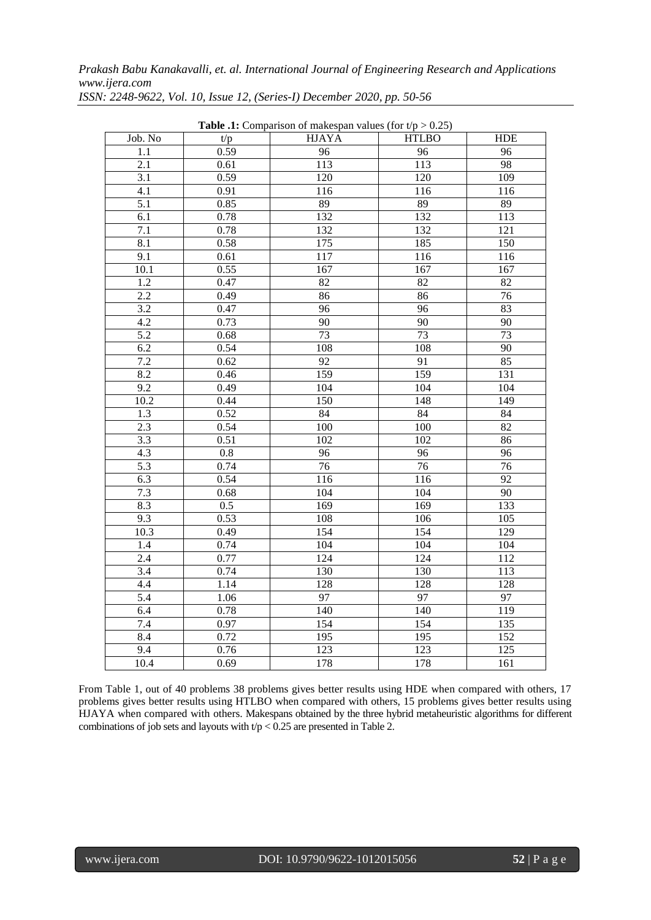**Table .1:** Comparison of makespan values (for $t/p > 0.25$)

| Job. No | t/p | HJAYA | HTLBO | HDE |
|---|---|---|---|---|
| 1.1 | 0.59 | 96 | 96 | 96 |
| 2.1 | 0.61 | 113 | 113 | 98 |
| 3.1 | 0.59 | 120 | 120 | 109 |
| 4.1 | 0.91 | 116 | 116 | 116 |
| 5.1 | 0.85 | 89 | 89 | 89 |
| 6.1 | 0.78 | 132 | 132 | 113 |
| 7.1 | 0.78 | 132 | 132 | 121 |
| 8.1 | 0.58 | 175 | 185 | 150 |
| 9.1 | 0.61 | 117 | 116 | 116 |
| 10.1 | 0.55 | 167 | 167 | 167 |
| 1.2 | 0.47 | 82 | 82 | 82 |
| 2.2 | 0.49 | 86 | 86 | 76 |
| 3.2 | 0.47 | 96 | 96 | 83 |
| 4.2 | 0.73 | 90 | 90 | 90 |
| 5.2 | 0.68 | 73 | 73 | 73 |
| 6.2 | 0.54 | 108 | 108 | 90 |
| 7.2 | 0.62 | 92 | 91 | 85 |
| 8.2 | 0.46 | 159 | 159 | 131 |
| 9.2 | 0.49 | 104 | 104 | 104 |
| 10.2 | 0.44 | 150 | 148 | 149 |
| 1.3 | 0.52 | 84 | 84 | 84 |
| 2.3 | 0.54 | 100 | 100 | 82 |
| 3.3 | 0.51 | 102 | 102 | 86 |
| 4.3 | 0.8 | 96 | 96 | 96 |
| 5.3 | 0.74 | 76 | 76 | 76 |
| 6.3 | 0.54 | 116 | 116 | 92 |
| 7.3 | 0.68 | 104 | 104 | 90 |
| 8.3 | 0.5 | 169 | 169 | 133 |
| 9.3 | 0.53 | 108 | 106 | 105 |
| 10.3 | 0.49 | 154 | 154 | 129 |
| 1.4 | 0.74 | 104 | 104 | 104 |
| 2.4 | 0.77 | 124 | 124 | 112 |
| 3.4 | 0.74 | 130 | 130 | 113 |
| 4.4 | 1.14 | 128 | 128 | 128 |
| 5.4 | 1.06 | 97 | 97 | 97 |
| 6.4 | 0.78 | 140 | 140 | 119 |
| 7.4 | 0.97 | 154 | 154 | 135 |
| 8.4 | 0.72 | 195 | 195 | 152 |
| 9.4 | 0.76 | 123 | 123 | 125 |
| 10.4 | 0.69 | 178 | 178 | 161 |

From Table 1, out of 40 problems 38 problems gives better results using HDE when compared with others, 17 problems gives better results using HTLBO when compared with others, 15 problems gives better results using HJAYA when compared with others. Makespans obtained by the three hybrid metaheuristic algorithms for different combinations of job sets and layouts with $t/p < 0.25$ are presented in Table 2.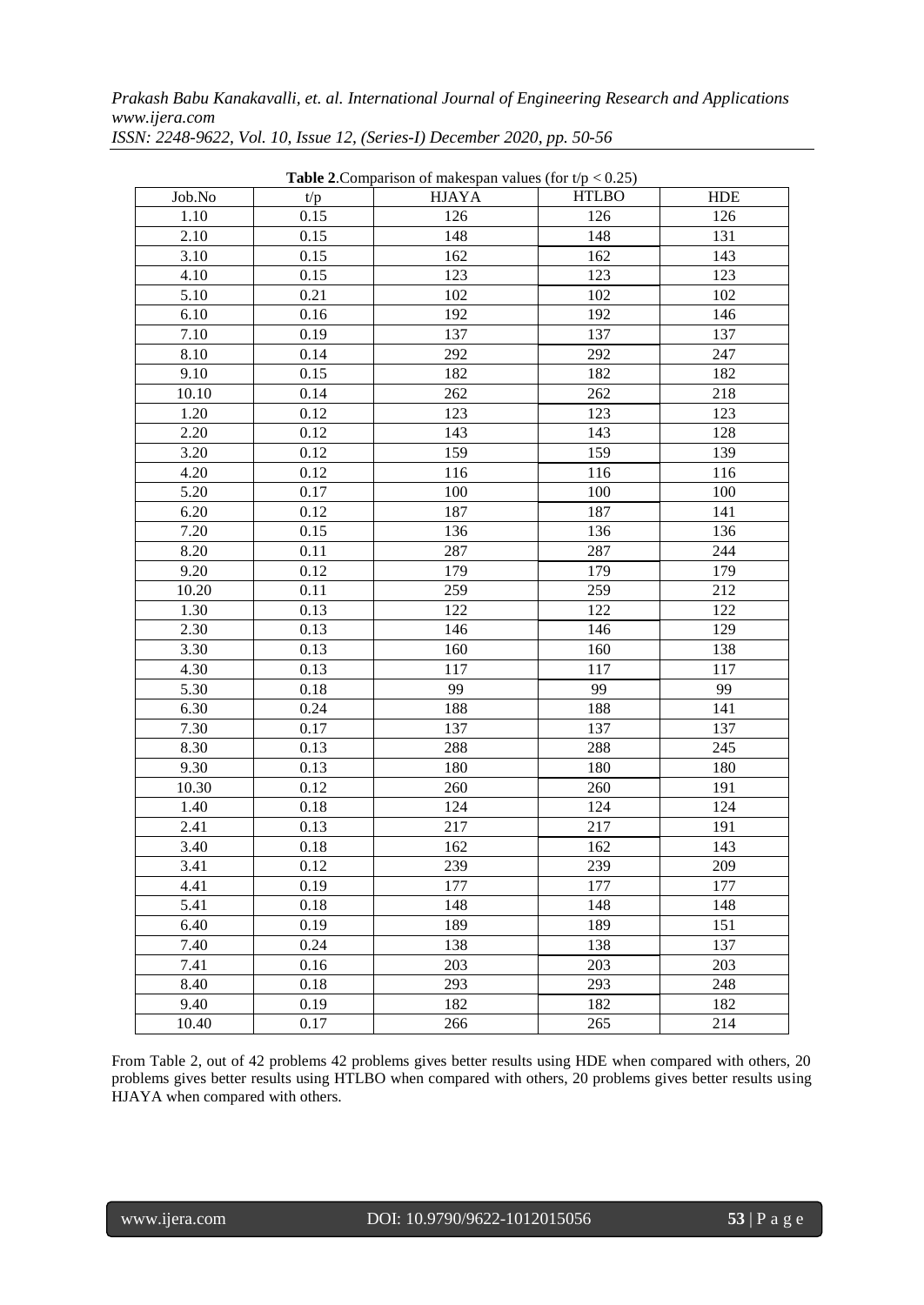**Table 2**.Comparison of makespan values (for $t/p < 0.25$)

| Job.No | t/p | HJAYA | HTLBO | HDE |
|---|---|---|---|---|
| 1.10 | 0.15 | 126 | 126 | 126 |
| 2.10 | 0.15 | 148 | 148 | 131 |
| 3.10 | 0.15 | 162 | 162 | 143 |
| 4.10 | 0.15 | 123 | 123 | 123 |
| 5.10 | 0.21 | 102 | 102 | 102 |
| 6.10 | 0.16 | 192 | 192 | 146 |
| 7.10 | 0.19 | 137 | 137 | 137 |
| 8.10 | 0.14 | 292 | 292 | 247 |
| 9.10 | 0.15 | 182 | 182 | 182 |
| 10.10 | 0.14 | 262 | 262 | 218 |
| 1.20 | 0.12 | 123 | 123 | 123 |
| 2.20 | 0.12 | 143 | 143 | 128 |
| 3.20 | 0.12 | 159 | 159 | 139 |
| 4.20 | 0.12 | 116 | 116 | 116 |
| 5.20 | 0.17 | 100 | 100 | 100 |
| 6.20 | 0.12 | 187 | 187 | 141 |
| 7.20 | 0.15 | 136 | 136 | 136 |
| 8.20 | 0.11 | 287 | 287 | 244 |
| 9.20 | 0.12 | 179 | 179 | 179 |
| 10.20 | 0.11 | 259 | 259 | 212 |
| 1.30 | 0.13 | 122 | 122 | 122 |
| 2.30 | 0.13 | 146 | 146 | 129 |
| 3.30 | 0.13 | 160 | 160 | 138 |
| 4.30 | 0.13 | 117 | 117 | 117 |
| 5.30 | 0.18 | 99 | 99 | 99 |
| 6.30 | 0.24 | 188 | 188 | 141 |
| 7.30 | 0.17 | 137 | 137 | 137 |
| 8.30 | 0.13 | 288 | 288 | 245 |
| 9.30 | 0.13 | 180 | 180 | 180 |
| 10.30 | 0.12 | 260 | 260 | 191 |
| 1.40 | 0.18 | 124 | 124 | 124 |
| 2.41 | 0.13 | 217 | 217 | 191 |
| 3.40 | 0.18 | 162 | 162 | 143 |
| 3.41 | 0.12 | 239 | 239 | 209 |
| 4.41 | 0.19 | 177 | 177 | 177 |
| 5.41 | 0.18 | 148 | 148 | 148 |
| 6.40 | 0.19 | 189 | 189 | 151 |
| 7.40 | 0.24 | 138 | 138 | 137 |
| 7.41 | 0.16 | 203 | 203 | 203 |
| 8.40 | 0.18 | 293 | 293 | 248 |
| 9.40 | 0.19 | 182 | 182 | 182 |
| 10.40 | 0.17 | 266 | 265 | 214 |

From Table 2, out of 42 problems 42 problems gives better results using HDE when compared with others, 20 problems gives better results using HTLBO when compared with others, 20 problems gives better results using HJAYA when compared with others.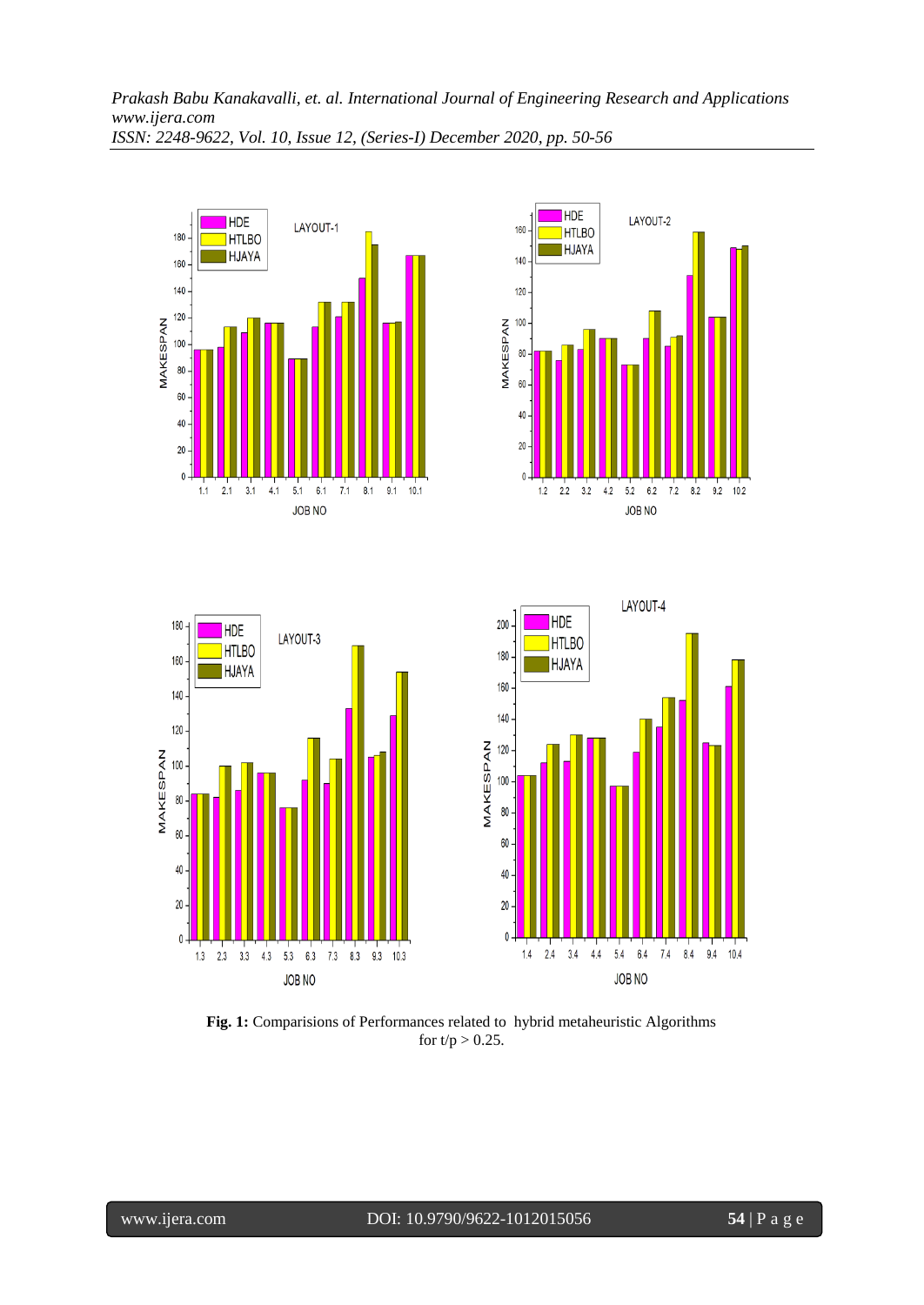**Fig. 1:** Comparisions of Performances related to hybrid metaheuristic Algorithms for t/p > 0.25.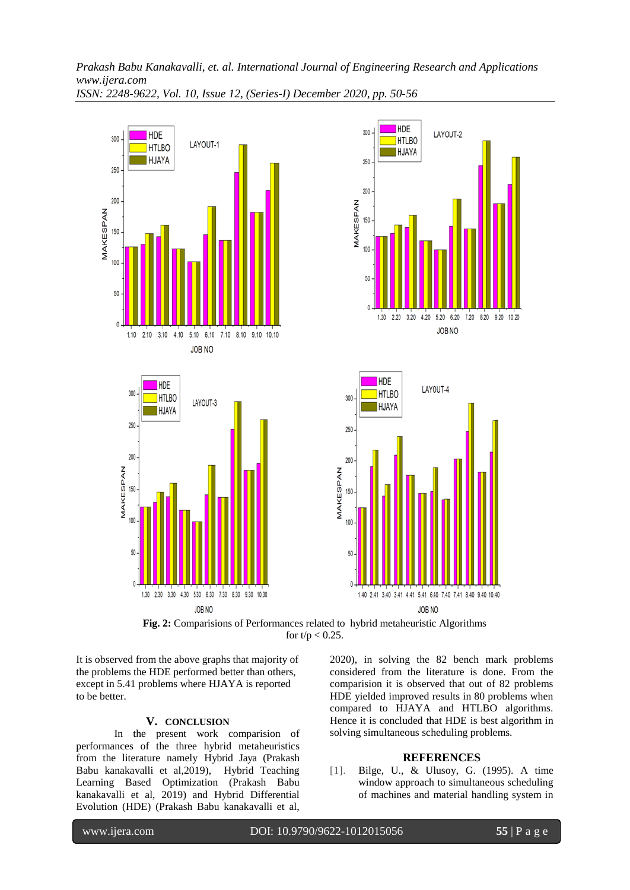**Fig. 2:** Comparisions of Performances related to hybrid metaheuristic Algorithms for $t/p < 0.25$.

It is observed from the above graphs that majority of the problems the HDE performed better than others, except in 5.41 problems where HJAYA is reported to be better.

## V. CONCLUSION

In the present work comparision of performances of the three hybrid metaheuristics from the literature namely Hybrid Jaya (Prakash Babu kanakavalli et al,2019), Hybrid Teaching Learning Based Optimization (Prakash Babu kanakavalli et al, 2019) and Hybrid Differential Evolution (HDE) (Prakash Babu kanakavalli et al, 2020), in solving the 82 bench mark problems considered from the literature is done. From the comparision it is observed that out of 82 problems HDE yielded improved results in 80 problems when compared to HJAYA and HTLBO algorithms. Hence it is concluded that HDE is best algorithm in solving simultaneous scheduling problems.

## REFERENCES

[1]. Bilge, U., & Ulusoy, G. (1995). A time window approach to simultaneous scheduling of machines and material handling system in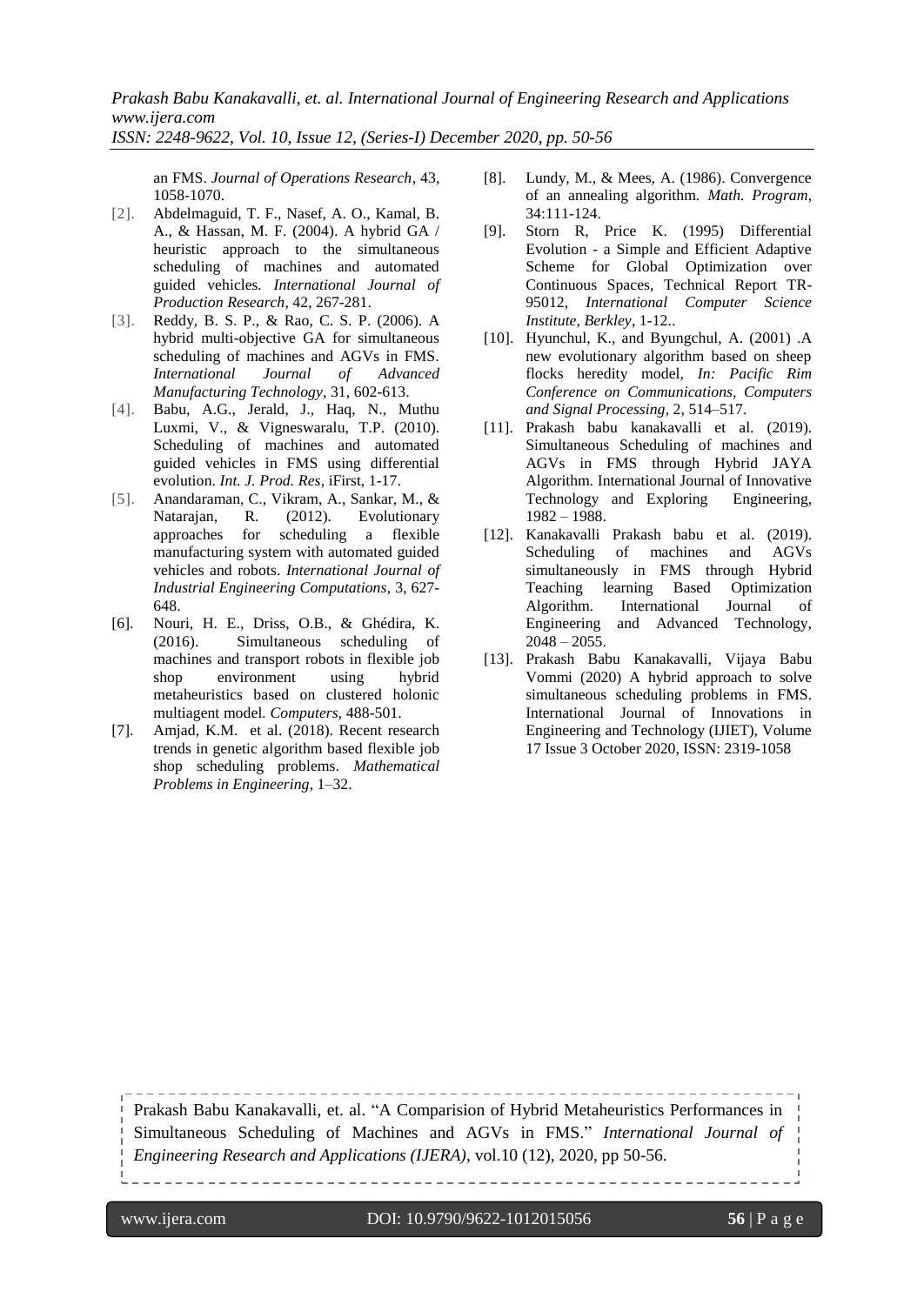an FMS. *Journal of Operations Research*, 43, 1058-1070.

[2]. Abdelmaguid, T. F., Nasef, A. O., Kamal, B. A., & Hassan, M. F. (2004). A hybrid GA / heuristic approach to the simultaneous scheduling of machines and automated guided vehicles. *International Journal of Production Research*, 42, 267-281.

[3]. Reddy, B. S. P., & Rao, C. S. P. (2006). A hybrid multi-objective GA for simultaneous scheduling of machines and AGVs in FMS. *International Journal of Advanced Manufacturing Technology*, 31, 602-613.

[4]. Babu, A.G., Jerald, J., Haq, N., Muthu Luxmi, V., & Vigneswaralu, T.P. (2010). Scheduling of machines and automated guided vehicles in FMS using differential evolution. *Int. J. Prod. Res*, iFirst, 1-17.

[5]. Anandaraman, C., Vikram, A., Sankar, M., & Natarajan, R. (2012). Evolutionary approaches for scheduling a flexible manufacturing system with automated guided vehicles and robots. *International Journal of Industrial Engineering Computations*, 3, 627-648.

[6]. Nouri, H. E., Driss, O.B., & Ghédira, K. (2016). Simultaneous scheduling of machines and transport robots in flexible job shop environment using hybrid metaheuristics based on clustered holonic multiagent model. *Computers*, 488-501.

[7]. Amjad, K.M. et al. (2018). Recent research trends in genetic algorithm based flexible job shop scheduling problems. *Mathematical Problems in Engineering*, 1–32.

[8]. Lundy, M., & Mees, A. (1986). Convergence of an annealing algorithm. *Math. Program*, 34:111-124.

[9]. Storn R, Price K. (1995) Differential Evolution - a Simple and Efficient Adaptive Scheme for Global Optimization over Continuous Spaces, Technical Report TR-95012, *International Computer Science Institute, Berkley*, 1-12..

[10]. Hyunchul, K., and Byungchul, A. (2001) .A new evolutionary algorithm based on sheep flocks heredity model, *In: Pacific Rim Conference on Communications, Computers and Signal Processing*, 2, 514–517.

[11]. Prakash babu kanakavalli et al. (2019). Simultaneous Scheduling of machines and AGVs in FMS through Hybrid JAYA Algorithm. International Journal of Innovative Technology and Exploring Engineering, 1982 – 1988.

[12]. Kanakavalli Prakash babu et al. (2019). Scheduling of machines and AGVs simultaneously in FMS through Hybrid Teaching learning Based Optimization Algorithm. International Journal of Engineering and Advanced Technology, 2048 – 2055.

[13]. Prakash Babu Kanakavalli, Vijaya Babu Vommi (2020) A hybrid approach to solve simultaneous scheduling problems in FMS. International Journal of Innovations in Engineering and Technology (IJIET), Volume 17 Issue 3 October 2020, ISSN: 2319-1058

Prakash Babu Kanakavalli, et. al. "A Comparision of Hybrid Metaheuristics Performances in Simultaneous Scheduling of Machines and AGVs in FMS." *International Journal of Engineering Research and Applications (IJERA)*, vol.10 (12), 2020, pp 50-56.